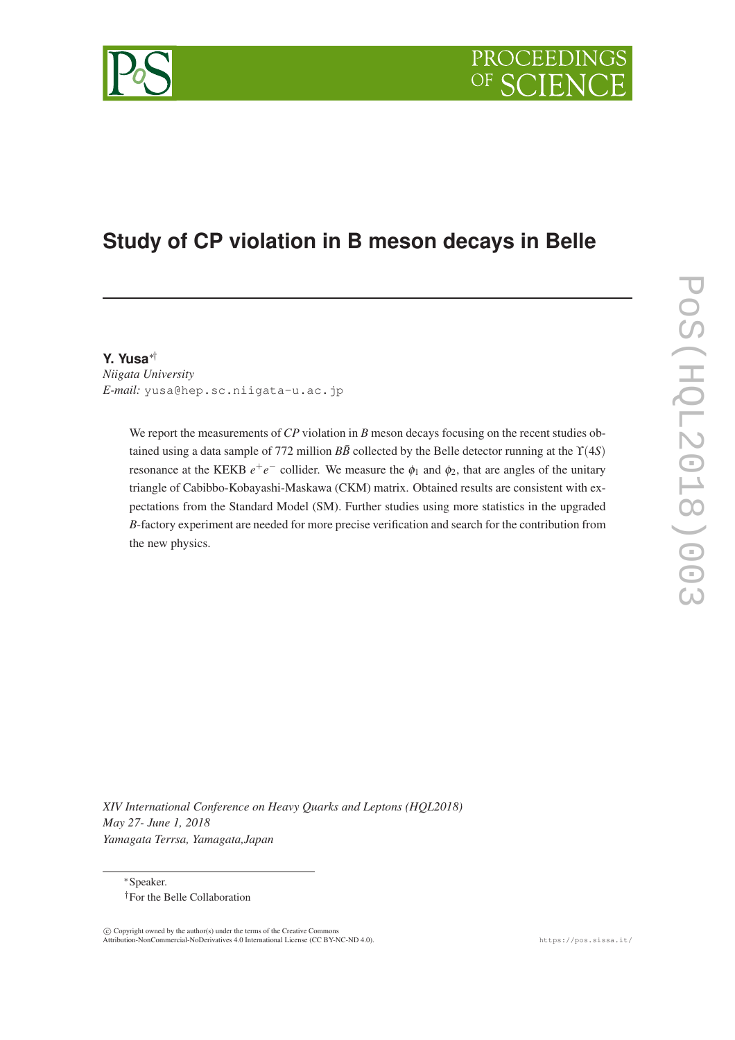# Study of CP violation in B meson decays in Belle

**Y. Yusa**[\*†]
*Niigata University*
*E-mail:* yusa@hep.sc.niigata-u.ac.jp

We report the measurements of *CP* violation in *B* meson decays focusing on the recent studies obtained using a data sample of 772 million $B\bar{B}$ collected by the Belle detector running at the $\Upsilon(4S)$ resonance at the KEKB $e^+e^-$ collider. We measure the $\phi_1$ and $\phi_2$, that are angles of the unitary triangle of Cabibbo-Kobayashi-Maskawa (CKM) matrix. Obtained results are consistent with expectations from the Standard Model (SM). Further studies using more statistics in the upgraded *B*-factory experiment are needed for more precise verification and search for the contribution from the new physics.

*XIV International Conference on Heavy Quarks and Leptons (HQL2018)*
*May 27- June 1, 2018*
*Yamagata Terrsa, Yamagata,Japan*

\*Speaker.
†For the Belle Collaboration

© Copyright owned by the author(s) under the terms of the Creative Commons Attribution-NonCommercial-NoDerivatives 4.0 International License (CC BY-NC-ND 4.0).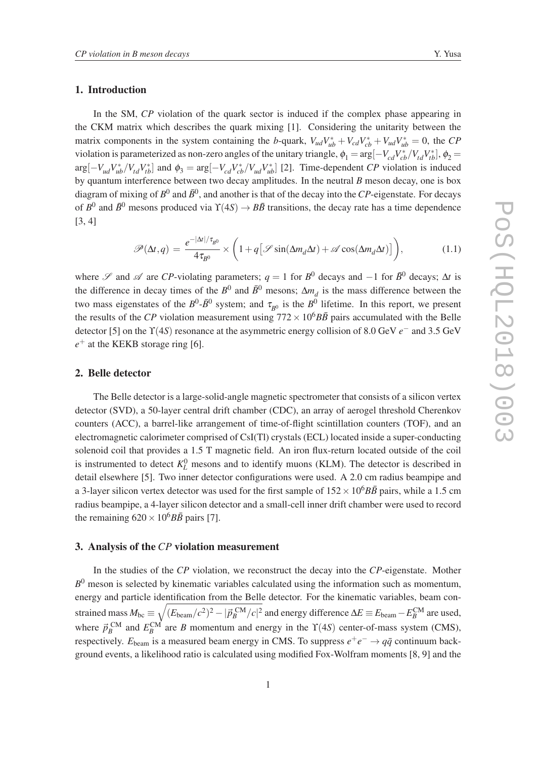## 1. Introduction

In the SM, *CP* violation of the quark sector is induced if the complex phase appearing in the CKM matrix which describes the quark mixing [1]. Considering the unitarity between the matrix components in the system containing the *b*-quark, $V_{ud}V_{ub}^* + V_{cd}V_{cb}^* + V_{ud}V_{ub}^* = 0$, the *CP* violation is parameterized as non-zero angles of the unitary triangle, $\phi_1 = \arg[-V_{cd}V_{cb}^*/V_{td}V_{tb}^*]$, $\phi_2 = \arg[-V_{ud}V_{ub}^*/V_{td}V_{tb}^*]$ and $\phi_3 = \arg[-V_{cd}V_{cb}^*/V_{ud}V_{ub}^*]$ [2]. Time-dependent *CP* violation is induced by quantum interference between two decay amplitudes. In the neutral *B* meson decay, one is box diagram of mixing of $B^0$ and $\bar{B}^0$, and another is that of the decay into the *CP*-eigenstate. For decays of $B^0$ and $\bar{B}^0$ mesons produced via $\Upsilon(4S) \to B\bar{B}$ transitions, the decay rate has a time dependence [3, 4]

$$\mathscr{P}(\Delta t, q) = \frac{e^{-|\Delta t|/\tau_{B^0}}}{4\tau_{B^0}} \times \left(1 + q\left[\mathscr{S}\sin(\Delta m_d \Delta t) + \mathscr{A}\cos(\Delta m_d \Delta t)\right]\right), \tag{1.1}$$

where $\mathscr{S}$ and $\mathscr{A}$ are *CP*-violating parameters; $q = 1$ for $B^0$ decays and $-1$ for $\bar{B}^0$ decays; $\Delta t$ is the difference in decay times of the $B^0$ and $\bar{B}^0$ mesons; $\Delta m_d$ is the mass difference between the two mass eigenstates of the $B^0$-$\bar{B}^0$ system; and $\tau_{B^0}$ is the $B^0$ lifetime. In this report, we present the results of the *CP* violation measurement using $772 \times 10^6 B\bar{B}$ pairs accumulated with the Belle detector [5] on the $\Upsilon(4S)$ resonance at the asymmetric energy collision of 8.0 GeV $e^-$ and 3.5 GeV $e^+$ at the KEKB storage ring [6].

## 2. Belle detector

The Belle detector is a large-solid-angle magnetic spectrometer that consists of a silicon vertex detector (SVD), a 50-layer central drift chamber (CDC), an array of aerogel threshold Cherenkov counters (ACC), a barrel-like arrangement of time-of-flight scintillation counters (TOF), and an electromagnetic calorimeter comprised of CsI(Tl) crystals (ECL) located inside a super-conducting solenoid coil that provides a 1.5 T magnetic field. An iron flux-return located outside of the coil is instrumented to detect $K_L^0$ mesons and to identify muons (KLM). The detector is described in detail elsewhere [5]. Two inner detector configurations were used. A 2.0 cm radius beampipe and a 3-layer silicon vertex detector was used for the first sample of $152 \times 10^6 B\bar{B}$ pairs, while a 1.5 cm radius beampipe, a 4-layer silicon detector and a small-cell inner drift chamber were used to record the remaining $620 \times 10^6 B\bar{B}$ pairs [7].

## 3. Analysis of the *CP* violation measurement

In the studies of the *CP* violation, we reconstruct the decay into the *CP*-eigenstate. Mother $B^0$ meson is selected by kinematic variables calculated using the information such as momentum, energy and particle identification from the Belle detector. For the kinematic variables, beam constrained mass $M_{\rm bc} \equiv \sqrt{(E_{\rm beam}/c^2)^2 - |\vec{p}_B^{\rm \,CM}/c|^2}$ and energy difference $\Delta E \equiv E_{\rm beam} - E_B^{\rm CM}$ are used, where $\vec{p}_B^{\rm \,CM}$ and $E_B^{\rm CM}$ are *B* momentum and energy in the $\Upsilon(4S)$ center-of-mass system (CMS), respectively. $E_{\rm beam}$ is a measured beam energy in CMS. To suppress $e^+e^- \to q\bar{q}$ continuum background events, a likelihood ratio is calculated using modified Fox-Wolfram moments [8, 9] and the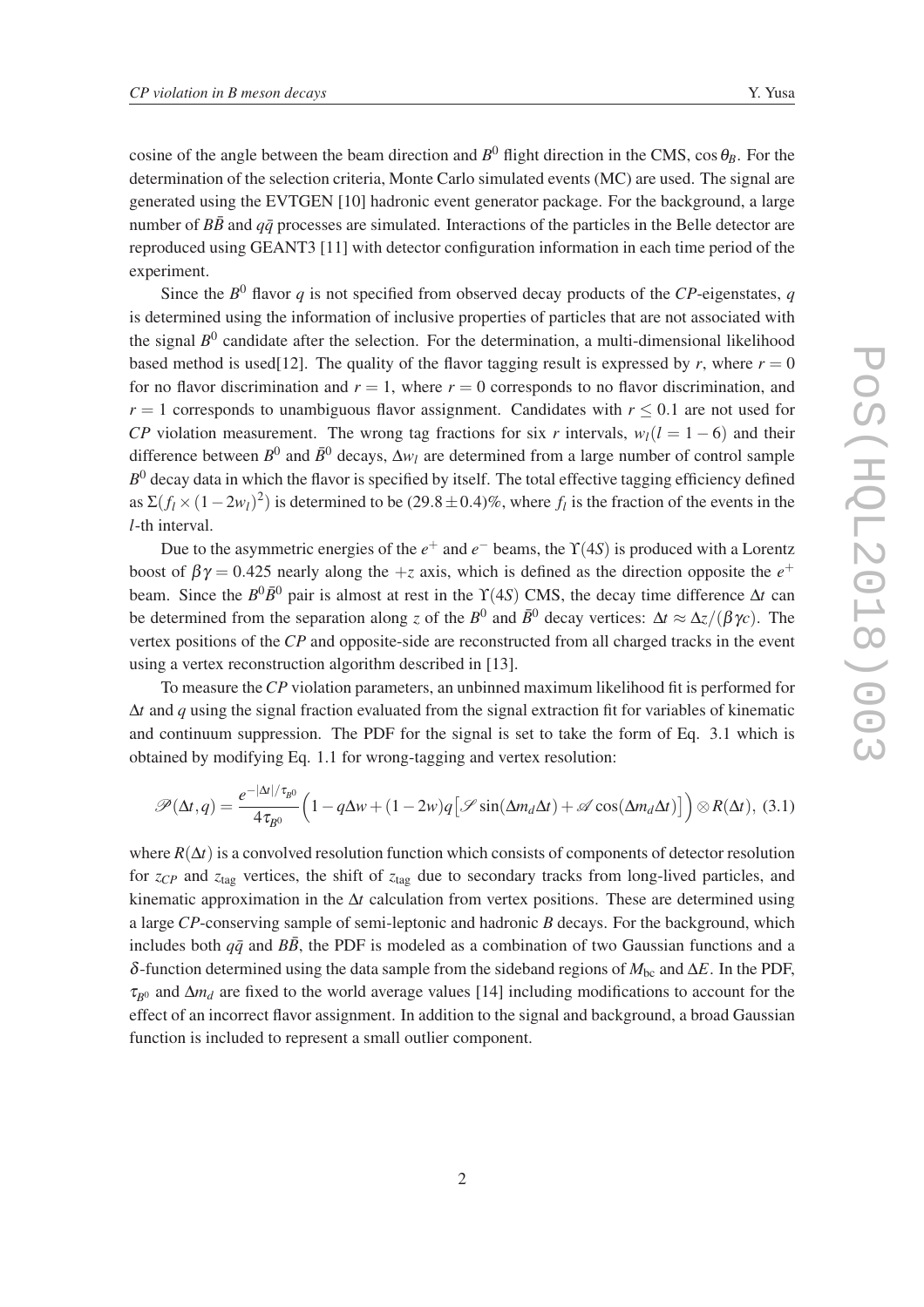cosine of the angle between the beam direction and $B^0$ flight direction in the CMS, $\cos\theta_B$. For the determination of the selection criteria, Monte Carlo simulated events (MC) are used. The signal are generated using the EVTGEN [10] hadronic event generator package. For the background, a large number of $B\bar{B}$ and $q\bar{q}$ processes are simulated. Interactions of the particles in the Belle detector are reproduced using GEANT3 [11] with detector configuration information in each time period of the experiment.

Since the $B^0$ flavor $q$ is not specified from observed decay products of the *CP*-eigenstates, $q$ is determined using the information of inclusive properties of particles that are not associated with the signal $B^0$ candidate after the selection. For the determination, a multi-dimensional likelihood based method is used[12]. The quality of the flavor tagging result is expressed by $r$, where $r = 0$ for no flavor discrimination and $r = 1$, where $r = 0$ corresponds to no flavor discrimination, and $r = 1$ corresponds to unambiguous flavor assignment. Candidates with $r \leq 0.1$ are not used for *CP* violation measurement. The wrong tag fractions for six $r$ intervals, $w_l (l = 1-6)$ and their difference between $B^0$ and $\bar{B}^0$ decays, $\Delta w_l$ are determined from a large number of control sample $B^0$ decay data in which the flavor is specified by itself. The total effective tagging efficiency defined as $\Sigma(f_l \times (1-2w_l)^2)$ is determined to be $(29.8 \pm 0.4)\%$, where $f_l$ is the fraction of the events in the $l$-th interval.

Due to the asymmetric energies of the $e^+$ and $e^-$ beams, the $\Upsilon(4S)$ is produced with a Lorentz boost of $\beta\gamma = 0.425$ nearly along the $+z$ axis, which is defined as the direction opposite the $e^+$ beam. Since the $B^0\bar{B}^0$ pair is almost at rest in the $\Upsilon(4S)$ CMS, the decay time difference $\Delta t$ can be determined from the separation along $z$ of the $B^0$ and $\bar{B}^0$ decay vertices: $\Delta t \approx \Delta z/(\beta\gamma c)$. The vertex positions of the *CP* and opposite-side are reconstructed from all charged tracks in the event using a vertex reconstruction algorithm described in [13].

To measure the *CP* violation parameters, an unbinned maximum likelihood fit is performed for $\Delta t$ and $q$ using the signal fraction evaluated from the signal extraction fit for variables of kinematic and continuum suppression. The PDF for the signal is set to take the form of Eq. 3.1 which is obtained by modifying Eq. 1.1 for wrong-tagging and vertex resolution:

$$\mathscr{P}(\Delta t, q) = \frac{e^{-|\Delta t|/\tau_{B^0}}}{4\tau_{B^0}} \Big(1 - q\Delta w + (1-2w)q\big[\mathscr{S}\sin(\Delta m_d \Delta t) + \mathscr{A}\cos(\Delta m_d \Delta t)\big]\Big) \otimes R(\Delta t), \quad (3.1)$$

where $R(\Delta t)$ is a convolved resolution function which consists of components of detector resolution for $z_{CP}$ and $z_{\rm tag}$ vertices, the shift of $z_{\rm tag}$ due to secondary tracks from long-lived particles, and kinematic approximation in the $\Delta t$ calculation from vertex positions. These are determined using a large *CP*-conserving sample of semi-leptonic and hadronic $B$ decays. For the background, which includes both $q\bar{q}$ and $B\bar{B}$, the PDF is modeled as a combination of two Gaussian functions and a $\delta$-function determined using the data sample from the sideband regions of $M_{\rm bc}$ and $\Delta E$. In the PDF, $\tau_{B^0}$ and $\Delta m_d$ are fixed to the world average values [14] including modifications to account for the effect of an incorrect flavor assignment. In addition to the signal and background, a broad Gaussian function is included to represent a small outlier component.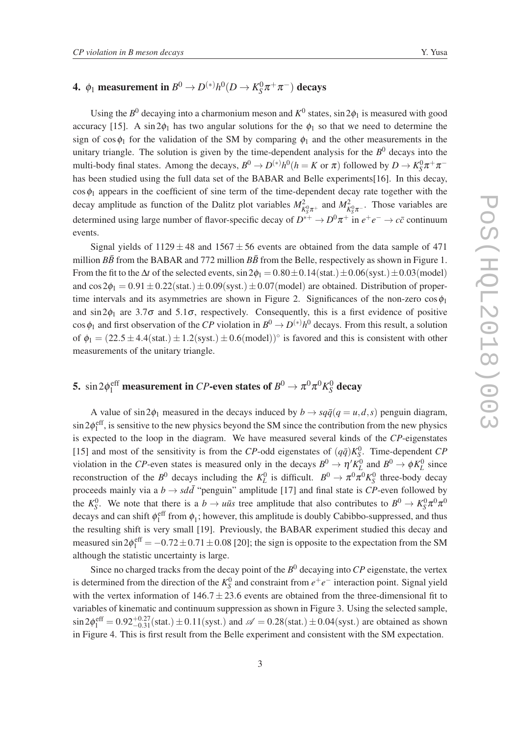## 4. $\phi_1$ measurement in $B^0 \to D^{(*)}h^0 (D \to K_S^0 \pi^+ \pi^-)$ decays

Using the $B^0$ decaying into a charmonium meson and $K^0$ states, $\sin 2\phi_1$ is measured with good accuracy [15]. A $\sin 2\phi_1$ has two angular solutions for the $\phi_1$ so that we need to determine the sign of $\cos\phi_1$ for the validation of the SM by comparing $\phi_1$ and the other measurements in the unitary triangle. The solution is given by the time-dependent analysis for the $B^0$ decays into the multi-body final states. Among the decays, $B^0 \to D^{(*)}h^0 (h = K \text{ or } \pi)$ followed by $D \to K_S^0 \pi^+ \pi^-$ has been studied using the full data set of the BABAR and Belle experiments[16]. In this decay, $\cos\phi_1$ appears in the coefficient of sine term of the time-dependent decay rate together with the decay amplitude as function of the Dalitz plot variables $M^2_{K_S^0\pi^+}$ and $M^2_{K_S^0\pi^-}$. Those variables are determined using large number of flavor-specific decay of $D^{*+} \to D^0\pi^+$ in $e^+e^- \to c\bar{c}$ continuum events.

Signal yields of $1129 \pm 48$ and $1567 \pm 56$ events are obtained from the data sample of 471 million $B\bar{B}$ from the BABAR and 772 million $B\bar{B}$ from the Belle, respectively as shown in Figure 1. From the fit to the $\Delta t$ of the selected events, $\sin 2\phi_1 = 0.80 \pm 0.14(\text{stat.}) \pm 0.06(\text{syst.}) \pm 0.03(\text{model})$ and $\cos 2\phi_1 = 0.91 \pm 0.22(\text{stat.}) \pm 0.09(\text{syst.}) \pm 0.07(\text{model})$ are obtained. Distribution of proper-time intervals and its asymmetries are shown in Figure 2. Significances of the non-zero $\cos\phi_1$ and $\sin 2\phi_1$ are $3.7\sigma$ and $5.1\sigma$, respectively. Consequently, this is a first evidence of positive $\cos\phi_1$ and first observation of the *CP* violation in $B^0 \to D^{(*)}h^0$ decays. From this result, a solution of $\phi_1 = (22.5 \pm 4.4(\text{stat.}) \pm 1.2(\text{syst.}) \pm 0.6(\text{model}))^\circ$ is favored and this is consistent with other measurements of the unitary triangle.

## 5. $\sin 2\phi_1^{\text{eff}}$ measurement in *CP*-even states of $B^0 \to \pi^0\pi^0 K_S^0$ decay

A value of $\sin 2\phi_1$ measured in the decays induced by $b \to sq\bar{q}(q = u, d, s)$ penguin diagram, $\sin 2\phi_1^{\text{eff}}$, is sensitive to the new physics beyond the SM since the contribution from the new physics is expected to the loop in the diagram. We have measured several kinds of the *CP*-eigenstates [15] and most of the sensitivity is from the *CP*-odd eigenstates of $(q\bar{q})K_S^0$. Time-dependent *CP* violation in the *CP*-even states is measured only in the decays $B^0 \to \eta' K_L^0$ and $B^0 \to \phi K_L^0$ since reconstruction of the $B^0$ decays including the $K_L^0$ is difficult. $B^0 \to \pi^0\pi^0 K_S^0$ three-body decay proceeds mainly via a $b \to sd\bar{d}$ "penguin" amplitude [17] and final state is *CP*-even followed by the $K_S^0$. We note that there is a $b \to u\bar{u}s$ tree amplitude that also contributes to $B^0 \to K_S^0\pi^0\pi^0$ decays and can shift $\phi_1^{\text{eff}}$ from $\phi_1$; however, this amplitude is doubly Cabibbo-suppressed, and thus the resulting shift is very small [19]. Previously, the BABAR experiment studied this decay and measured $\sin 2\phi_1^{\text{eff}} = -0.72 \pm 0.71 \pm 0.08$ [20]; the sign is opposite to the expectation from the SM although the statistic uncertainty is large.

Since no charged tracks from the decay point of the $B^0$ decaying into *CP* eigenstate, the vertex is determined from the direction of the $K_S^0$ and constraint from $e^+e^-$ interaction point. Signal yield with the vertex information of $146.7 \pm 23.6$ events are obtained from the three-dimensional fit to variables of kinematic and continuum suppression as shown in Figure 3. Using the selected sample, $\sin 2\phi_1^{\text{eff}} = 0.92^{+0.27}_{-0.31}(\text{stat.}) \pm 0.11(\text{syst.})$ and $\mathscr{A} = 0.28(\text{stat.}) \pm 0.04(\text{syst.})$ are obtained as shown in Figure 4. This is first result from the Belle experiment and consistent with the SM expectation.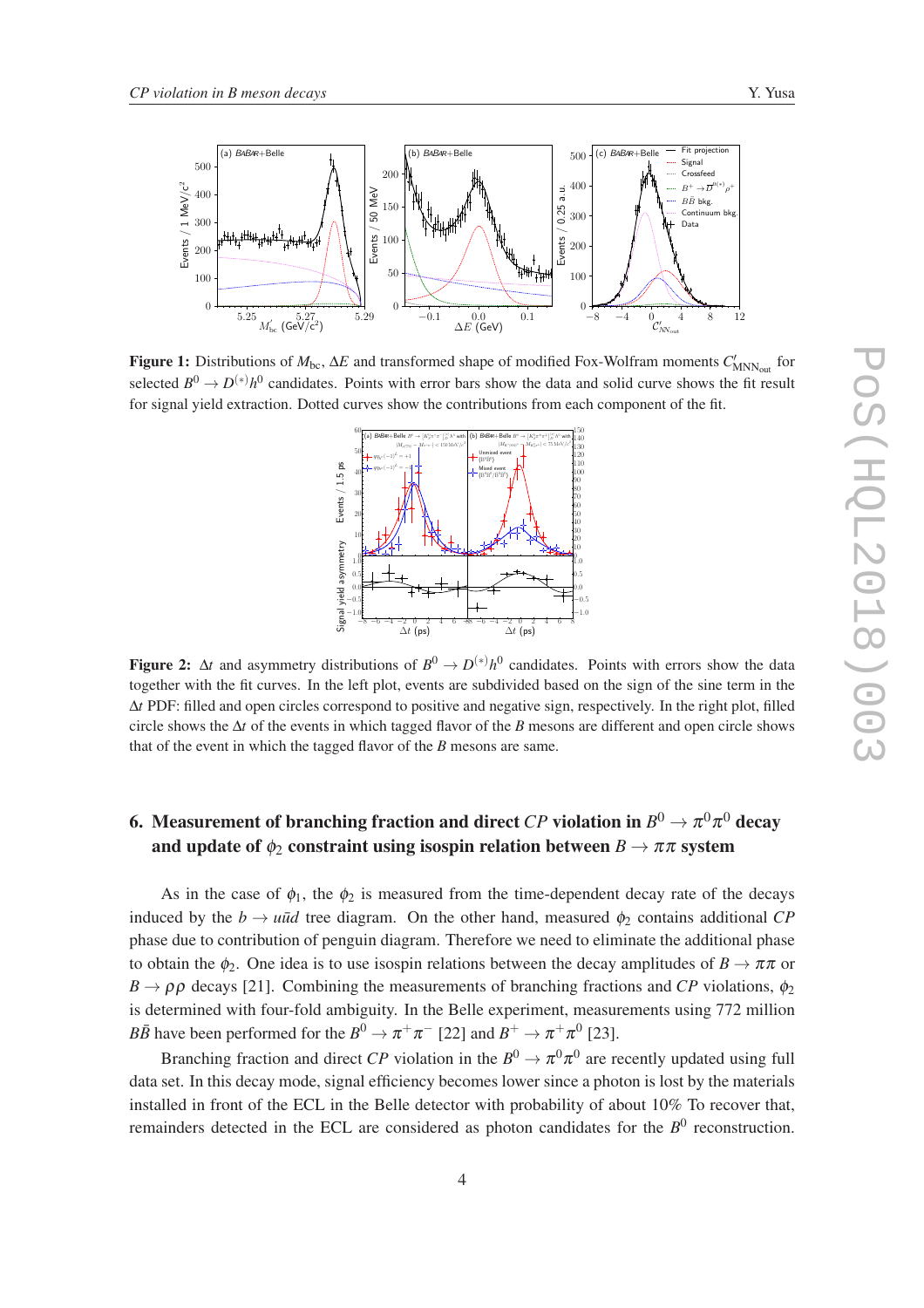**Figure 1:** Distributions of $M_{bc}$, $\Delta E$ and transformed shape of modified Fox-Wolfram moments $C'_{\mathrm{MNN_{out}}}$ for selected $B^0 \to D^{(*)}h^0$ candidates. Points with error bars show the data and solid curve shows the fit result for signal yield extraction. Dotted curves show the contributions from each component of the fit.

**Figure 2:** $\Delta t$ and asymmetry distributions of $B^0 \to D^{(*)}h^0$ candidates. Points with errors show the data together with the fit curves. In the left plot, events are subdivided based on the sign of the sine term in the $\Delta t$ PDF: filled and open circles correspond to positive and negative sign, respectively. In the right plot, filled circle shows the $\Delta t$ of the events in which tagged flavor of the $B$ mesons are different and open circle shows that of the event in which the tagged flavor of the $B$ mesons are same.

## 6. Measurement of branching fraction and direct $CP$ violation in $B^0 \to \pi^0\pi^0$ decay and update of $\phi_2$ constraint using isospin relation between $B \to \pi\pi$ system

As in the case of $\phi_1$, the $\phi_2$ is measured from the time-dependent decay rate of the decays induced by the $b \to u\bar{u}d$ tree diagram. On the other hand, measured $\phi_2$ contains additional $CP$ phase due to contribution of penguin diagram. Therefore we need to eliminate the additional phase to obtain the $\phi_2$. One idea is to use isospin relations between the decay amplitudes of $B \to \pi\pi$ or $B \to \rho\rho$ decays [21]. Combining the measurements of branching fractions and $CP$ violations, $\phi_2$ is determined with four-fold ambiguity. In the Belle experiment, measurements using 772 million $B\bar{B}$ have been performed for the $B^0 \to \pi^+\pi^-$ [22] and $B^+ \to \pi^+\pi^0$ [23].

Branching fraction and direct $CP$ violation in the $B^0 \to \pi^0\pi^0$ are recently updated using full data set. In this decay mode, signal efficiency becomes lower since a photon is lost by the materials installed in front of the ECL in the Belle detector with probability of about 10% To recover that, remainders detected in the ECL are considered as photon candidates for the $B^0$ reconstruction.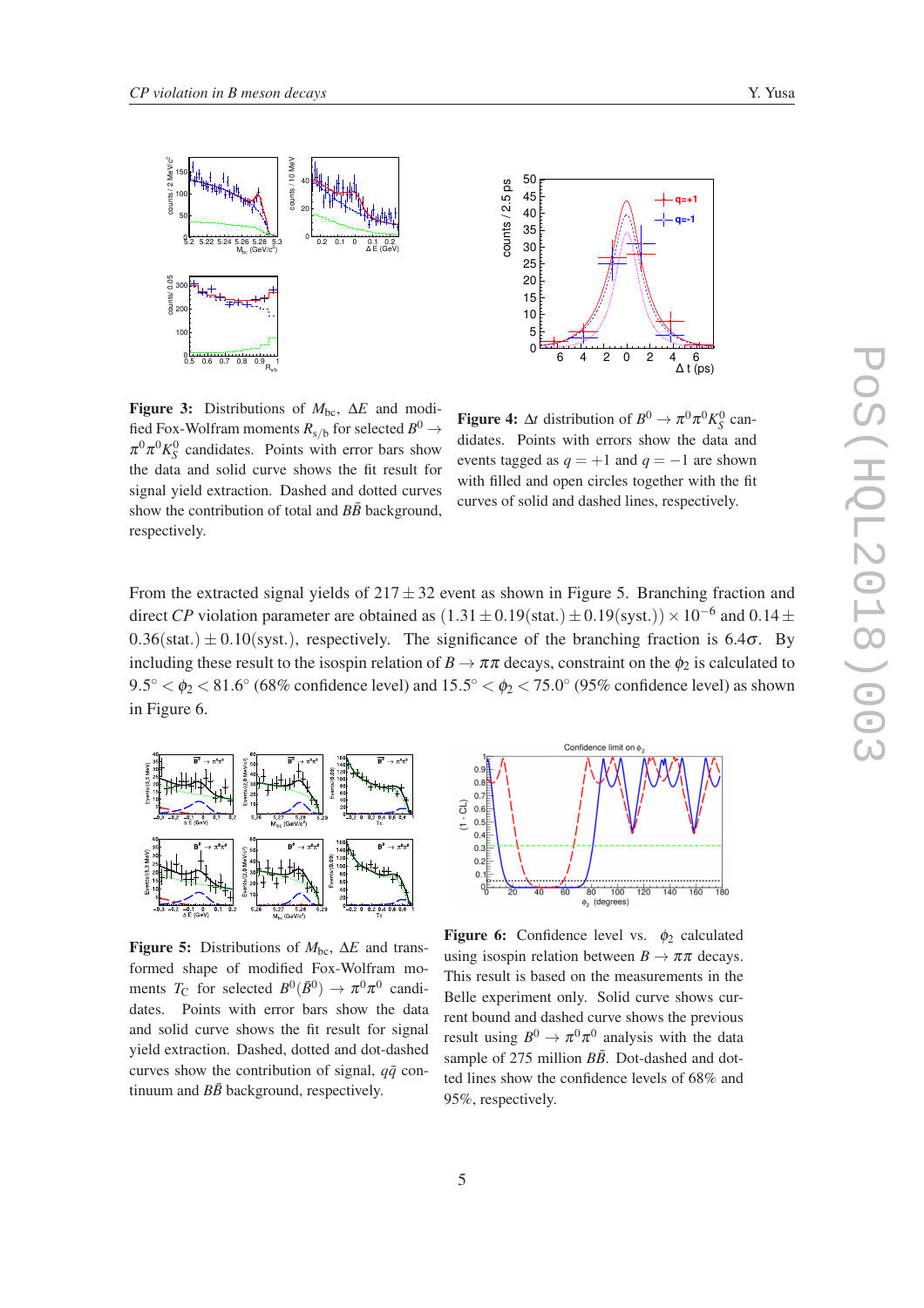**Figure 3:** Distributions of $M_{bc}$, $\Delta E$ and modified Fox-Wolfram moments $R_{s/b}$ for selected $B^0 \to \pi^0\pi^0K^0_S$ candidates. Points with error bars show the data and solid curve shows the fit result for signal yield extraction. Dashed and dotted curves show the contribution of total and $B\bar{B}$ background, respectively.

**Figure 4:** $\Delta t$ distribution of $B^0 \to \pi^0\pi^0K^0_S$ candidates. Points with errors show the data and events tagged as $q = +1$ and $q = -1$ are shown with filled and open circles together with the fit curves of solid and dashed lines, respectively.

From the extracted signal yields of $217 \pm 32$ event as shown in Figure 5. Branching fraction and direct *CP* violation parameter are obtained as $(1.31 \pm 0.19(\text{stat.}) \pm 0.19(\text{syst.})) \times 10^{-6}$ and $0.14 \pm 0.36(\text{stat.}) \pm 0.10(\text{syst.})$, respectively. The significance of the branching fraction is $6.4\sigma$. By including these result to the isospin relation of $B \to \pi\pi$ decays, constraint on the $\phi_2$ is calculated to $9.5° < \phi_2 < 81.6°$ (68% confidence level) and $15.5° < \phi_2 < 75.0°$ (95% confidence level) as shown in Figure 6.

**Figure 5:** Distributions of $M_{bc}$, $\Delta E$ and transformed shape of modified Fox-Wolfram moments $T_C$ for selected $B^0(\bar{B}^0) \to \pi^0\pi^0$ candidates. Points with error bars show the data and solid curve shows the fit result for signal yield extraction. Dashed, dotted and dot-dashed curves show the contribution of signal, $q\bar{q}$ continuum and $B\bar{B}$ background, respectively.

**Figure 6:** Confidence level vs. $\phi_2$ calculated using isospin relation between $B \to \pi\pi$ decays. This result is based on the measurements in the Belle experiment only. Solid curve shows current bound and dashed curve shows the previous result using $B^0 \to \pi^0\pi^0$ analysis with the data sample of 275 million $B\bar{B}$. Dot-dashed and dotted lines show the confidence levels of 68% and 95%, respectively.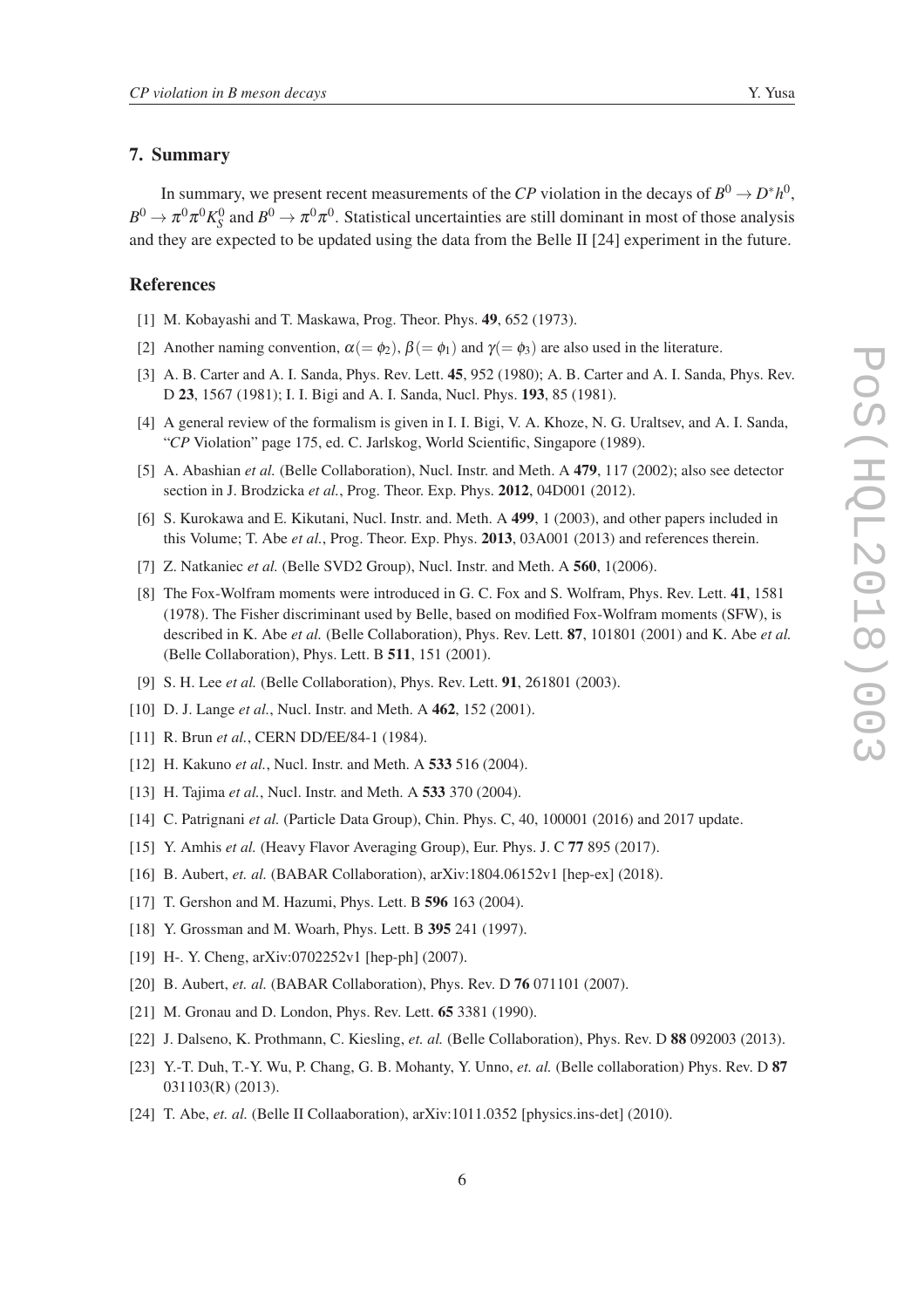## 7. Summary

In summary, we present recent measurements of the *CP* violation in the decays of $B^0 \to D^* h^0$, $B^0 \to \pi^0\pi^0 K_S^0$ and $B^0 \to \pi^0\pi^0$. Statistical uncertainties are still dominant in most of those analysis and they are expected to be updated using the data from the Belle II [24] experiment in the future.

## References

[1] M. Kobayashi and T. Maskawa, Prog. Theor. Phys. **49**, 652 (1973).

[2] Another naming convention, $\alpha(=\phi_2)$, $\beta(=\phi_1)$ and $\gamma(=\phi_3)$ are also used in the literature.

[3] A. B. Carter and A. I. Sanda, Phys. Rev. Lett. **45**, 952 (1980); A. B. Carter and A. I. Sanda, Phys. Rev. D **23**, 1567 (1981); I. I. Bigi and A. I. Sanda, Nucl. Phys. **193**, 85 (1981).

[4] A general review of the formalism is given in I. I. Bigi, V. A. Khoze, N. G. Uraltsev, and A. I. Sanda, "*CP* Violation" page 175, ed. C. Jarlskog, World Scientific, Singapore (1989).

[5] A. Abashian *et al.* (Belle Collaboration), Nucl. Instr. and Meth. A **479**, 117 (2002); also see detector section in J. Brodzicka *et al.*, Prog. Theor. Exp. Phys. **2012**, 04D001 (2012).

[6] S. Kurokawa and E. Kikutani, Nucl. Instr. and. Meth. A **499**, 1 (2003), and other papers included in this Volume; T. Abe *et al.*, Prog. Theor. Exp. Phys. **2013**, 03A001 (2013) and references therein.

[7] Z. Natkaniec *et al.* (Belle SVD2 Group), Nucl. Instr. and Meth. A **560**, 1(2006).

[8] The Fox-Wolfram moments were introduced in G. C. Fox and S. Wolfram, Phys. Rev. Lett. **41**, 1581 (1978). The Fisher discriminant used by Belle, based on modified Fox-Wolfram moments (SFW), is described in K. Abe *et al.* (Belle Collaboration), Phys. Rev. Lett. **87**, 101801 (2001) and K. Abe *et al.* (Belle Collaboration), Phys. Lett. B **511**, 151 (2001).

[9] S. H. Lee *et al.* (Belle Collaboration), Phys. Rev. Lett. **91**, 261801 (2003).

[10] D. J. Lange *et al.*, Nucl. Instr. and Meth. A **462**, 152 (2001).

[11] R. Brun *et al.*, CERN DD/EE/84-1 (1984).

[12] H. Kakuno *et al.*, Nucl. Instr. and Meth. A **533** 516 (2004).

[13] H. Tajima *et al.*, Nucl. Instr. and Meth. A **533** 370 (2004).

[14] C. Patrignani *et al.* (Particle Data Group), Chin. Phys. C, 40, 100001 (2016) and 2017 update.

[15] Y. Amhis *et al.* (Heavy Flavor Averaging Group), Eur. Phys. J. C **77** 895 (2017).

[16] B. Aubert, *et. al.* (BABAR Collaboration), arXiv:1804.06152v1 [hep-ex] (2018).

[17] T. Gershon and M. Hazumi, Phys. Lett. B **596** 163 (2004).

[18] Y. Grossman and M. Woarh, Phys. Lett. B **395** 241 (1997).

[19] H-. Y. Cheng, arXiv:0702252v1 [hep-ph] (2007).

[20] B. Aubert, *et. al.* (BABAR Collaboration), Phys. Rev. D **76** 071101 (2007).

[21] M. Gronau and D. London, Phys. Rev. Lett. **65** 3381 (1990).

[22] J. Dalseno, K. Prothmann, C. Kiesling, *et. al.* (Belle Collaboration), Phys. Rev. D **88** 092003 (2013).

[23] Y.-T. Duh, T.-Y. Wu, P. Chang, G. B. Mohanty, Y. Unno, *et. al.* (Belle collaboration) Phys. Rev. D **87** 031103(R) (2013).

[24] T. Abe, *et. al.* (Belle II Collaaboration), arXiv:1011.0352 [physics.ins-det] (2010).